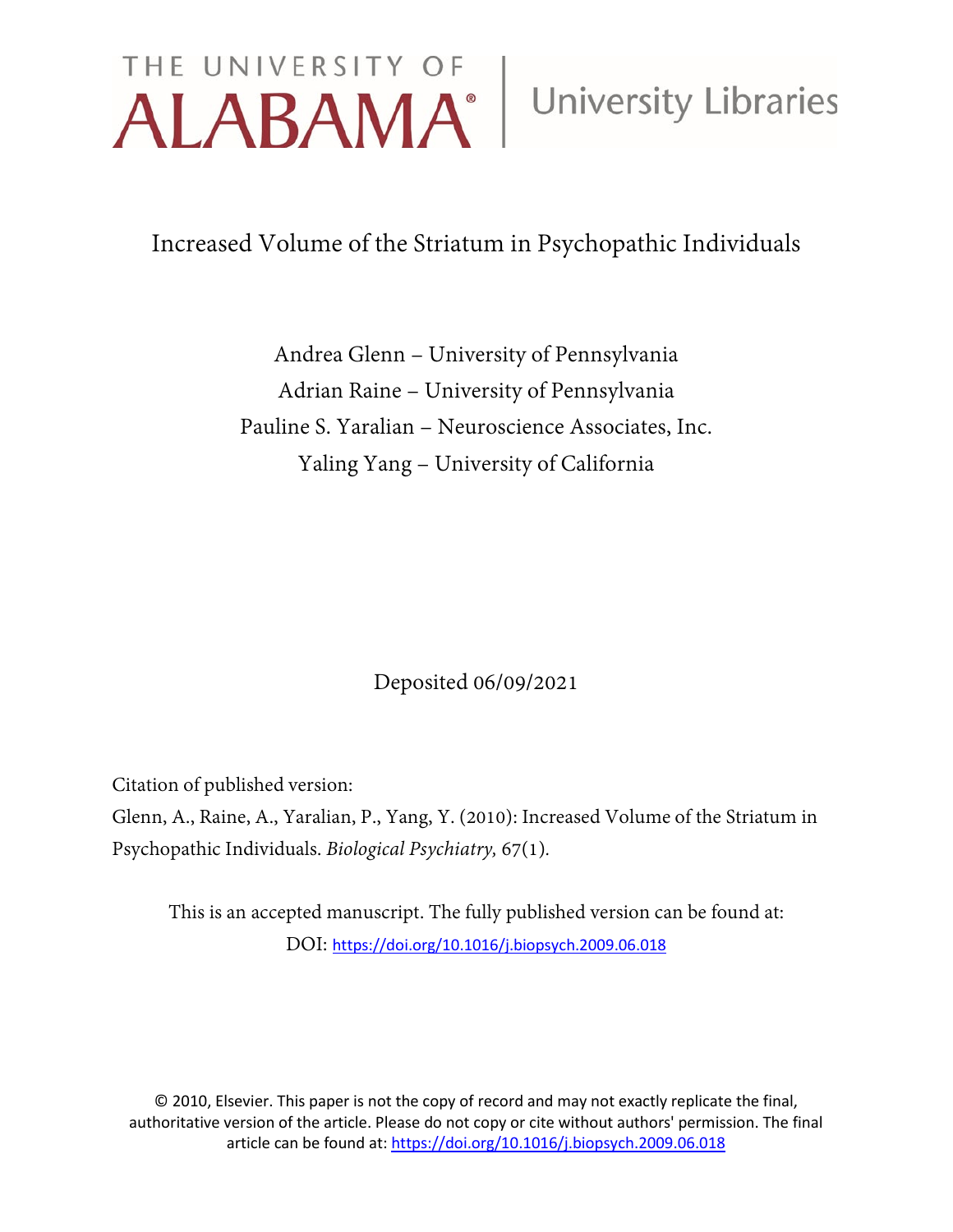THE UNIVERSITY OF ALABAMA® | University Libraries

# Increased Volume of the Striatum in Psychopathic Individuals

Andrea Glenn – University of Pennsylvania
Adrian Raine – University of Pennsylvania
Pauline S. Yaralian – Neuroscience Associates, Inc.
Yaling Yang – University of California

Deposited 06/09/2021

Citation of published version:

Glenn, A., Raine, A., Yaralian, P., Yang, Y. (2010): Increased Volume of the Striatum in Psychopathic Individuals. *Biological Psychiatry,* 67(1).

This is an accepted manuscript. The fully published version can be found at:
DOI: https://doi.org/10.1016/j.biopsych.2009.06.018

© 2010, Elsevier. This paper is not the copy of record and may not exactly replicate the final, authoritative version of the article. Please do not copy or cite without authors' permission. The final article can be found at: https://doi.org/10.1016/j.biopsych.2009.06.018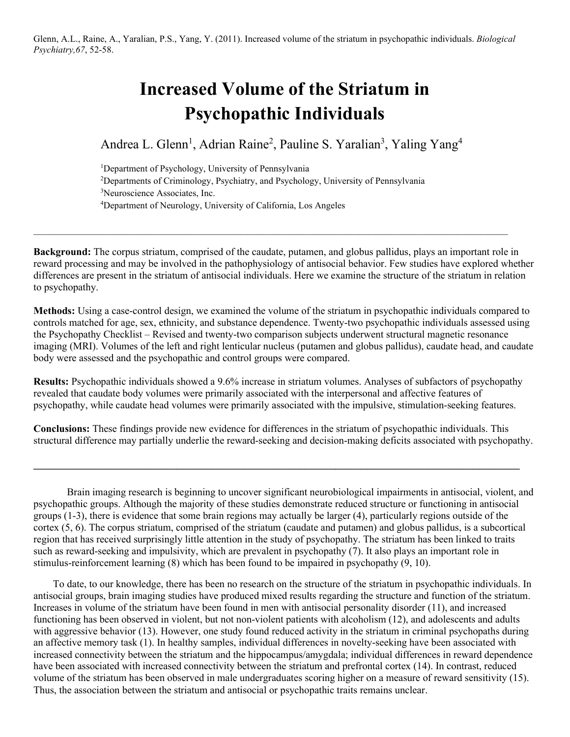Glenn, A.L., Raine, A., Yaralian, P.S., Yang, Y. (2011). Increased volume of the striatum in psychopathic individuals. *Biological Psychiatry,67*, 52-58.

# Increased Volume of the Striatum in Psychopathic Individuals

Andrea L. Glenn[1], Adrian Raine[2], Pauline S. Yaralian[3], Yaling Yang[4]

[1]Department of Psychology, University of Pennsylvania
[2]Departments of Criminology, Psychiatry, and Psychology, University of Pennsylvania
[3]Neuroscience Associates, Inc.
[4]Department of Neurology, University of California, Los Angeles

---

**Background:** The corpus striatum, comprised of the caudate, putamen, and globus pallidus, plays an important role in reward processing and may be involved in the pathophysiology of antisocial behavior. Few studies have explored whether differences are present in the striatum of antisocial individuals. Here we examine the structure of the striatum in relation to psychopathy.

**Methods:** Using a case-control design, we examined the volume of the striatum in psychopathic individuals compared to controls matched for age, sex, ethnicity, and substance dependence. Twenty-two psychopathic individuals assessed using the Psychopathy Checklist – Revised and twenty-two comparison subjects underwent structural magnetic resonance imaging (MRI). Volumes of the left and right lenticular nucleus (putamen and globus pallidus), caudate head, and caudate body were assessed and the psychopathic and control groups were compared.

**Results:** Psychopathic individuals showed a 9.6% increase in striatum volumes. Analyses of subfactors of psychopathy revealed that caudate body volumes were primarily associated with the interpersonal and affective features of psychopathy, while caudate head volumes were primarily associated with the impulsive, stimulation-seeking features.

**Conclusions:** These findings provide new evidence for differences in the striatum of psychopathic individuals. This structural difference may partially underlie the reward-seeking and decision-making deficits associated with psychopathy.

---

Brain imaging research is beginning to uncover significant neurobiological impairments in antisocial, violent, and psychopathic groups. Although the majority of these studies demonstrate reduced structure or functioning in antisocial groups (1-3), there is evidence that some brain regions may actually be larger (4), particularly regions outside of the cortex (5, 6). The corpus striatum, comprised of the striatum (caudate and putamen) and globus pallidus, is a subcortical region that has received surprisingly little attention in the study of psychopathy. The striatum has been linked to traits such as reward-seeking and impulsivity, which are prevalent in psychopathy (7). It also plays an important role in stimulus-reinforcement learning (8) which has been found to be impaired in psychopathy (9, 10).

To date, to our knowledge, there has been no research on the structure of the striatum in psychopathic individuals. In antisocial groups, brain imaging studies have produced mixed results regarding the structure and function of the striatum. Increases in volume of the striatum have been found in men with antisocial personality disorder (11), and increased functioning has been observed in violent, but not non-violent patients with alcoholism (12), and adolescents and adults with aggressive behavior (13). However, one study found reduced activity in the striatum in criminal psychopaths during an affective memory task (1). In healthy samples, individual differences in novelty-seeking have been associated with increased connectivity between the striatum and the hippocampus/amygdala; individual differences in reward dependence have been associated with increased connectivity between the striatum and prefrontal cortex (14). In contrast, reduced volume of the striatum has been observed in male undergraduates scoring higher on a measure of reward sensitivity (15). Thus, the association between the striatum and antisocial or psychopathic traits remains unclear.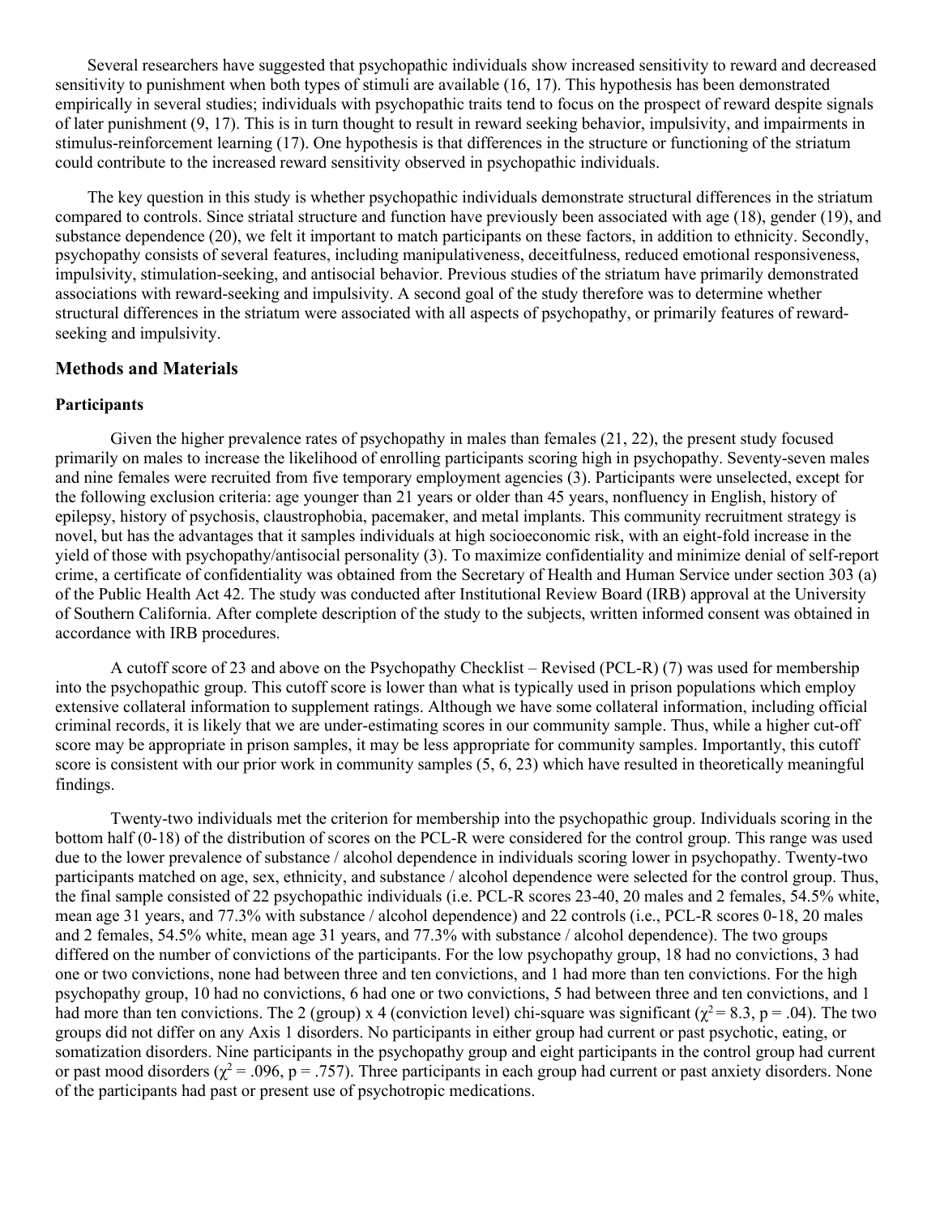Several researchers have suggested that psychopathic individuals show increased sensitivity to reward and decreased sensitivity to punishment when both types of stimuli are available (16, 17). This hypothesis has been demonstrated empirically in several studies; individuals with psychopathic traits tend to focus on the prospect of reward despite signals of later punishment (9, 17). This is in turn thought to result in reward seeking behavior, impulsivity, and impairments in stimulus-reinforcement learning (17). One hypothesis is that differences in the structure or functioning of the striatum could contribute to the increased reward sensitivity observed in psychopathic individuals.

The key question in this study is whether psychopathic individuals demonstrate structural differences in the striatum compared to controls. Since striatal structure and function have previously been associated with age (18), gender (19), and substance dependence (20), we felt it important to match participants on these factors, in addition to ethnicity. Secondly, psychopathy consists of several features, including manipulativeness, deceitfulness, reduced emotional responsiveness, impulsivity, stimulation-seeking, and antisocial behavior. Previous studies of the striatum have primarily demonstrated associations with reward-seeking and impulsivity. A second goal of the study therefore was to determine whether structural differences in the striatum were associated with all aspects of psychopathy, or primarily features of reward-seeking and impulsivity.

## Methods and Materials

### Participants

Given the higher prevalence rates of psychopathy in males than females (21, 22), the present study focused primarily on males to increase the likelihood of enrolling participants scoring high in psychopathy. Seventy-seven males and nine females were recruited from five temporary employment agencies (3). Participants were unselected, except for the following exclusion criteria: age younger than 21 years or older than 45 years, nonfluency in English, history of epilepsy, history of psychosis, claustrophobia, pacemaker, and metal implants. This community recruitment strategy is novel, but has the advantages that it samples individuals at high socioeconomic risk, with an eight-fold increase in the yield of those with psychopathy/antisocial personality (3). To maximize confidentiality and minimize denial of self-report crime, a certificate of confidentiality was obtained from the Secretary of Health and Human Service under section 303 (a) of the Public Health Act 42. The study was conducted after Institutional Review Board (IRB) approval at the University of Southern California. After complete description of the study to the subjects, written informed consent was obtained in accordance with IRB procedures.

A cutoff score of 23 and above on the Psychopathy Checklist – Revised (PCL-R) (7) was used for membership into the psychopathic group. This cutoff score is lower than what is typically used in prison populations which employ extensive collateral information to supplement ratings. Although we have some collateral information, including official criminal records, it is likely that we are under-estimating scores in our community sample. Thus, while a higher cut-off score may be appropriate in prison samples, it may be less appropriate for community samples. Importantly, this cutoff score is consistent with our prior work in community samples (5, 6, 23) which have resulted in theoretically meaningful findings.

Twenty-two individuals met the criterion for membership into the psychopathic group. Individuals scoring in the bottom half (0-18) of the distribution of scores on the PCL-R were considered for the control group. This range was used due to the lower prevalence of substance / alcohol dependence in individuals scoring lower in psychopathy. Twenty-two participants matched on age, sex, ethnicity, and substance / alcohol dependence were selected for the control group. Thus, the final sample consisted of 22 psychopathic individuals (i.e. PCL-R scores 23-40, 20 males and 2 females, 54.5% white, mean age 31 years, and 77.3% with substance / alcohol dependence) and 22 controls (i.e., PCL-R scores 0-18, 20 males and 2 females, 54.5% white, mean age 31 years, and 77.3% with substance / alcohol dependence). The two groups differed on the number of convictions of the participants. For the low psychopathy group, 18 had no convictions, 3 had one or two convictions, none had between three and ten convictions, and 1 had more than ten convictions. For the high psychopathy group, 10 had no convictions, 6 had one or two convictions, 5 had between three and ten convictions, and 1 had more than ten convictions. The 2 (group) x 4 (conviction level) chi-square was significant ($\chi^2 = 8.3$, $p = .04$). The two groups did not differ on any Axis 1 disorders. No participants in either group had current or past psychotic, eating, or somatization disorders. Nine participants in the psychopathy group and eight participants in the control group had current or past mood disorders ($\chi^2 = .096$, $p = .757$). Three participants in each group had current or past anxiety disorders. None of the participants had past or present use of psychotropic medications.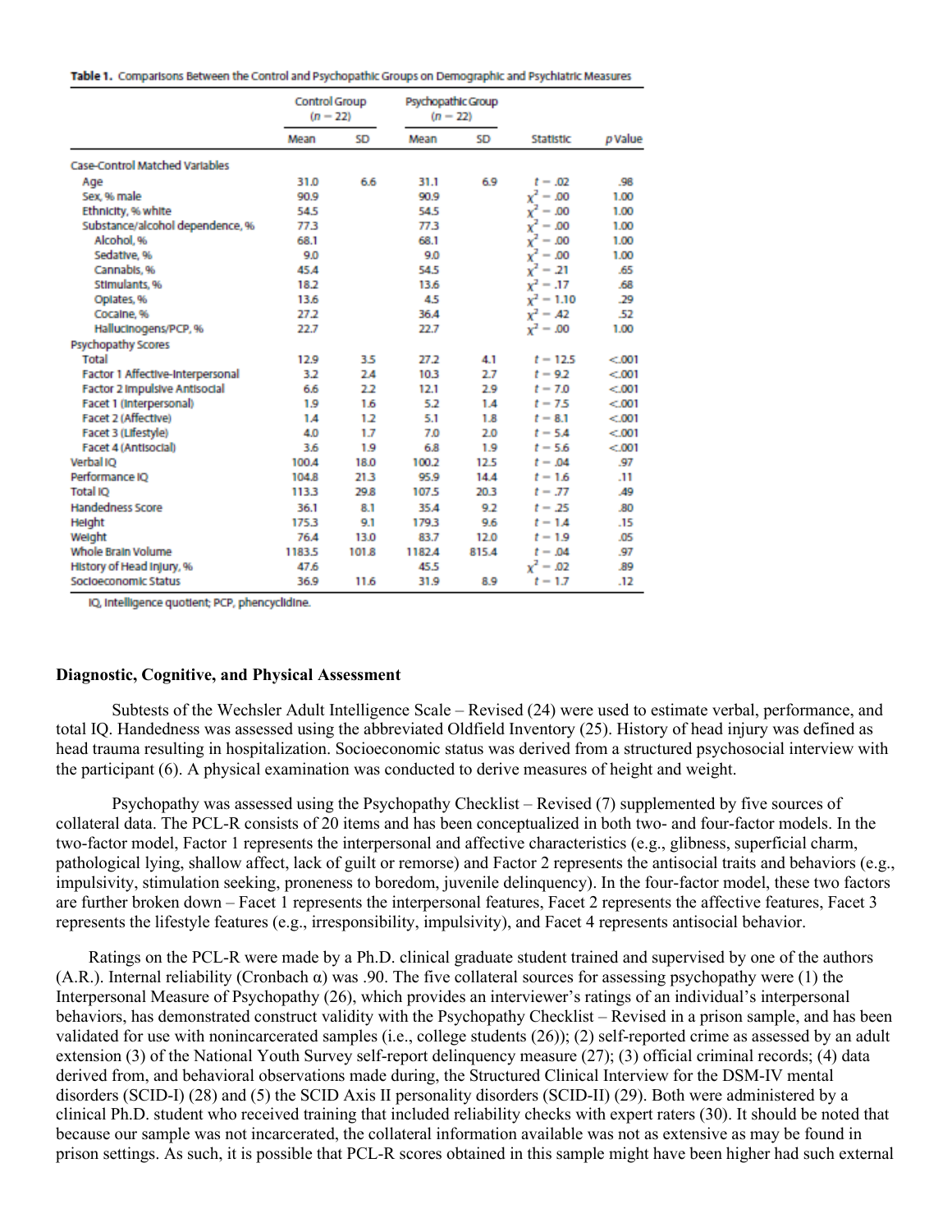**Table 1.** Comparisons Between the Control and Psychopathic Groups on Demographic and Psychiatric Measures

| | Control Group (n = 22) | | Psychopathic Group (n = 22) | | | |
|---|---|---|---|---|---|---|
| | Mean | SD | Mean | SD | Statistic | p Value |
| Case-Control Matched Variables | | | | | | |
| Age | 31.0 | 6.6 | 31.1 | 6.9 | $t = .02$ | .98 |
| Sex, % male | 90.9 | | 90.9 | | $\chi^2 = .00$ | 1.00 |
| Ethnicity, % white | 54.5 | | 54.5 | | $\chi^2 = .00$ | 1.00 |
| Substance/alcohol dependence, % | 77.3 | | 77.3 | | $\chi^2 = .00$ | 1.00 |
| Alcohol, % | 68.1 | | 68.1 | | $\chi^2 = .00$ | 1.00 |
| Sedative, % | 9.0 | | 9.0 | | $\chi^2 = .00$ | 1.00 |
| Cannabis, % | 45.4 | | 54.5 | | $\chi^2 = .21$ | .65 |
| Stimulants, % | 18.2 | | 13.6 | | $\chi^2 = .17$ | .68 |
| Opiates, % | 13.6 | | 4.5 | | $\chi^2 = 1.10$ | .29 |
| Cocaine, % | 27.2 | | 36.4 | | $\chi^2 = .42$ | .52 |
| Hallucinogens/PCP, % | 22.7 | | 22.7 | | $\chi^2 = .00$ | 1.00 |
| Psychopathy Scores | | | | | | |
| Total | 12.9 | 3.5 | 27.2 | 4.1 | $t = 12.5$ | <.001 |
| Factor 1 Affective-Interpersonal | 3.2 | 2.4 | 10.3 | 2.7 | $t = 9.2$ | <.001 |
| Factor 2 Impulsive Antisocial | 6.6 | 2.2 | 12.1 | 2.9 | $t = 7.0$ | <.001 |
| Facet 1 (Interpersonal) | 1.9 | 1.6 | 5.2 | 1.4 | $t = 7.5$ | <.001 |
| Facet 2 (Affective) | 1.4 | 1.2 | 5.1 | 1.8 | $t = 8.1$ | <.001 |
| Facet 3 (Lifestyle) | 4.0 | 1.7 | 7.0 | 2.0 | $t = 5.4$ | <.001 |
| Facet 4 (Antisocial) | 3.6 | 1.9 | 6.8 | 1.9 | $t = 5.6$ | <.001 |
| Verbal IQ | 100.4 | 18.0 | 100.2 | 12.5 | $t = .04$ | .97 |
| Performance IQ | 104.8 | 21.3 | 95.9 | 14.4 | $t = 1.6$ | .11 |
| Total IQ | 113.3 | 29.8 | 107.5 | 20.3 | $t = .77$ | .49 |
| Handedness Score | 36.1 | 8.1 | 35.4 | 9.2 | $t = .25$ | .80 |
| Height | 175.3 | 9.1 | 179.3 | 9.6 | $t = 1.4$ | .15 |
| Weight | 76.4 | 13.0 | 83.7 | 12.0 | $t = 1.9$ | .05 |
| Whole Brain Volume | 1183.5 | 101.8 | 1182.4 | 815.4 | $t = .04$ | .97 |
| History of Head Injury, % | 47.6 | | 45.5 | | $\chi^2 = .02$ | .89 |
| Socioeconomic Status | 36.9 | 11.6 | 31.9 | 8.9 | $t = 1.7$ | .12 |

IQ, intelligence quotient; PCP, phencyclidine.

### Diagnostic, Cognitive, and Physical Assessment

Subtests of the Wechsler Adult Intelligence Scale – Revised (24) were used to estimate verbal, performance, and total IQ. Handedness was assessed using the abbreviated Oldfield Inventory (25). History of head injury was defined as head trauma resulting in hospitalization. Socioeconomic status was derived from a structured psychosocial interview with the participant (6). A physical examination was conducted to derive measures of height and weight.

Psychopathy was assessed using the Psychopathy Checklist – Revised (7) supplemented by five sources of collateral data. The PCL-R consists of 20 items and has been conceptualized in both two- and four-factor models. In the two-factor model, Factor 1 represents the interpersonal and affective characteristics (e.g., glibness, superficial charm, pathological lying, shallow affect, lack of guilt or remorse) and Factor 2 represents the antisocial traits and behaviors (e.g., impulsivity, stimulation seeking, proneness to boredom, juvenile delinquency). In the four-factor model, these two factors are further broken down – Facet 1 represents the interpersonal features, Facet 2 represents the affective features, Facet 3 represents the lifestyle features (e.g., irresponsibility, impulsivity), and Facet 4 represents antisocial behavior.

Ratings on the PCL-R were made by a Ph.D. clinical graduate student trained and supervised by one of the authors (A.R.). Internal reliability (Cronbach α) was .90. The five collateral sources for assessing psychopathy were (1) the Interpersonal Measure of Psychopathy (26), which provides an interviewer's ratings of an individual's interpersonal behaviors, has demonstrated construct validity with the Psychopathy Checklist – Revised in a prison sample, and has been validated for use with nonincarcerated samples (i.e., college students (26)); (2) self-reported crime as assessed by an adult extension (3) of the National Youth Survey self-report delinquency measure (27); (3) official criminal records; (4) data derived from, and behavioral observations made during, the Structured Clinical Interview for the DSM-IV mental disorders (SCID-I) (28) and (5) the SCID Axis II personality disorders (SCID-II) (29). Both were administered by a clinical Ph.D. student who received training that included reliability checks with expert raters (30). It should be noted that because our sample was not incarcerated, the collateral information available was not as extensive as may be found in prison settings. As such, it is possible that PCL-R scores obtained in this sample might have been higher had such external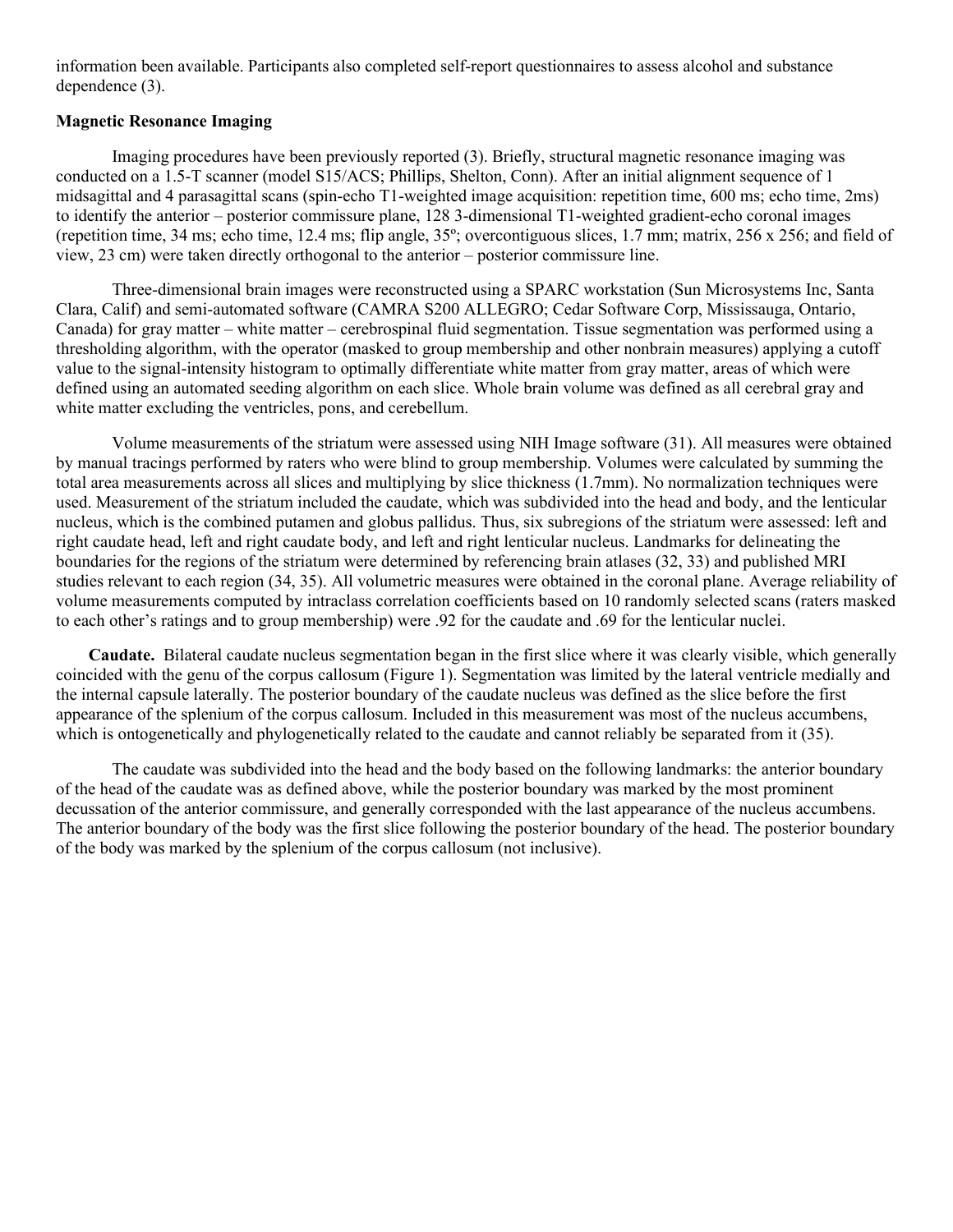information been available. Participants also completed self-report questionnaires to assess alcohol and substance dependence (3).

### Magnetic Resonance Imaging

Imaging procedures have been previously reported (3). Briefly, structural magnetic resonance imaging was conducted on a 1.5-T scanner (model S15/ACS; Phillips, Shelton, Conn). After an initial alignment sequence of 1 midsagittal and 4 parasagittal scans (spin-echo T1-weighted image acquisition: repetition time, 600 ms; echo time, 2ms) to identify the anterior – posterior commissure plane, 128 3-dimensional T1-weighted gradient-echo coronal images (repetition time, 34 ms; echo time, 12.4 ms; flip angle, 35º; overcontiguous slices, 1.7 mm; matrix, 256 x 256; and field of view, 23 cm) were taken directly orthogonal to the anterior – posterior commissure line.

Three-dimensional brain images were reconstructed using a SPARC workstation (Sun Microsystems Inc, Santa Clara, Calif) and semi-automated software (CAMRA S200 ALLEGRO; Cedar Software Corp, Mississauga, Ontario, Canada) for gray matter – white matter – cerebrospinal fluid segmentation. Tissue segmentation was performed using a thresholding algorithm, with the operator (masked to group membership and other nonbrain measures) applying a cutoff value to the signal-intensity histogram to optimally differentiate white matter from gray matter, areas of which were defined using an automated seeding algorithm on each slice. Whole brain volume was defined as all cerebral gray and white matter excluding the ventricles, pons, and cerebellum.

Volume measurements of the striatum were assessed using NIH Image software (31). All measures were obtained by manual tracings performed by raters who were blind to group membership. Volumes were calculated by summing the total area measurements across all slices and multiplying by slice thickness (1.7mm). No normalization techniques were used. Measurement of the striatum included the caudate, which was subdivided into the head and body, and the lenticular nucleus, which is the combined putamen and globus pallidus. Thus, six subregions of the striatum were assessed: left and right caudate head, left and right caudate body, and left and right lenticular nucleus. Landmarks for delineating the boundaries for the regions of the striatum were determined by referencing brain atlases (32, 33) and published MRI studies relevant to each region (34, 35). All volumetric measures were obtained in the coronal plane. Average reliability of volume measurements computed by intraclass correlation coefficients based on 10 randomly selected scans (raters masked to each other's ratings and to group membership) were .92 for the caudate and .69 for the lenticular nuclei.

**Caudate.** Bilateral caudate nucleus segmentation began in the first slice where it was clearly visible, which generally coincided with the genu of the corpus callosum (Figure 1). Segmentation was limited by the lateral ventricle medially and the internal capsule laterally. The posterior boundary of the caudate nucleus was defined as the slice before the first appearance of the splenium of the corpus callosum. Included in this measurement was most of the nucleus accumbens, which is ontogenetically and phylogenetically related to the caudate and cannot reliably be separated from it (35).

The caudate was subdivided into the head and the body based on the following landmarks: the anterior boundary of the head of the caudate was as defined above, while the posterior boundary was marked by the most prominent decussation of the anterior commissure, and generally corresponded with the last appearance of the nucleus accumbens. The anterior boundary of the body was the first slice following the posterior boundary of the head. The posterior boundary of the body was marked by the splenium of the corpus callosum (not inclusive).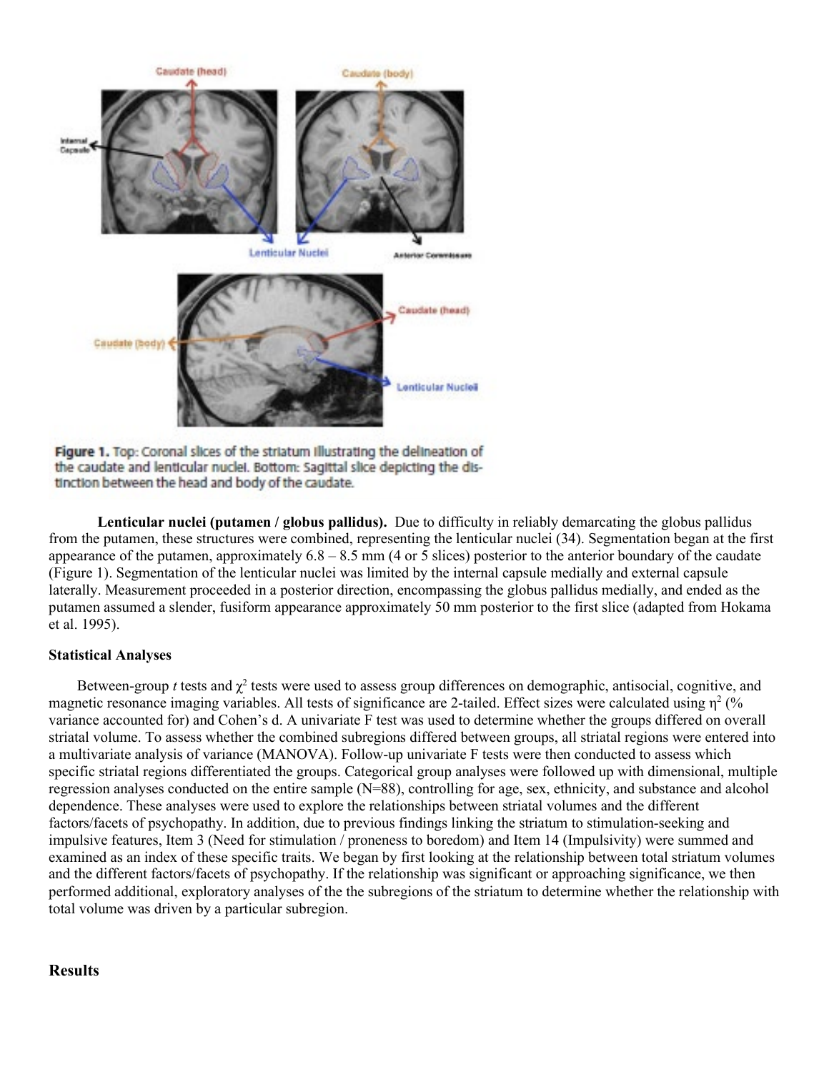Figure 1. Top: Coronal slices of the striatum illustrating the delineation of the caudate and lenticular nuclei. Bottom: Sagittal slice depicting the distinction between the head and body of the caudate.

**Lenticular nuclei (putamen / globus pallidus).** Due to difficulty in reliably demarcating the globus pallidus from the putamen, these structures were combined, representing the lenticular nuclei (34). Segmentation began at the first appearance of the putamen, approximately 6.8 – 8.5 mm (4 or 5 slices) posterior to the anterior boundary of the caudate (Figure 1). Segmentation of the lenticular nuclei was limited by the internal capsule medially and external capsule laterally. Measurement proceeded in a posterior direction, encompassing the globus pallidus medially, and ended as the putamen assumed a slender, fusiform appearance approximately 50 mm posterior to the first slice (adapted from Hokama et al. 1995).

### Statistical Analyses

Between-group *t* tests and $\chi^2$ tests were used to assess group differences on demographic, antisocial, cognitive, and magnetic resonance imaging variables. All tests of significance are 2-tailed. Effect sizes were calculated using $\eta^2$ (% variance accounted for) and Cohen's d. A univariate F test was used to determine whether the groups differed on overall striatal volume. To assess whether the combined subregions differed between groups, all striatal regions were entered into a multivariate analysis of variance (MANOVA). Follow-up univariate F tests were then conducted to assess which specific striatal regions differentiated the groups. Categorical group analyses were followed up with dimensional, multiple regression analyses conducted on the entire sample (N=88), controlling for age, sex, ethnicity, and substance and alcohol dependence. These analyses were used to explore the relationships between striatal volumes and the different factors/facets of psychopathy. In addition, due to previous findings linking the striatum to stimulation-seeking and impulsive features, Item 3 (Need for stimulation / proneness to boredom) and Item 14 (Impulsivity) were summed and examined as an index of these specific traits. We began by first looking at the relationship between total striatum volumes and the different factors/facets of psychopathy. If the relationship was significant or approaching significance, we then performed additional, exploratory analyses of the the subregions of the striatum to determine whether the relationship with total volume was driven by a particular subregion.

## Results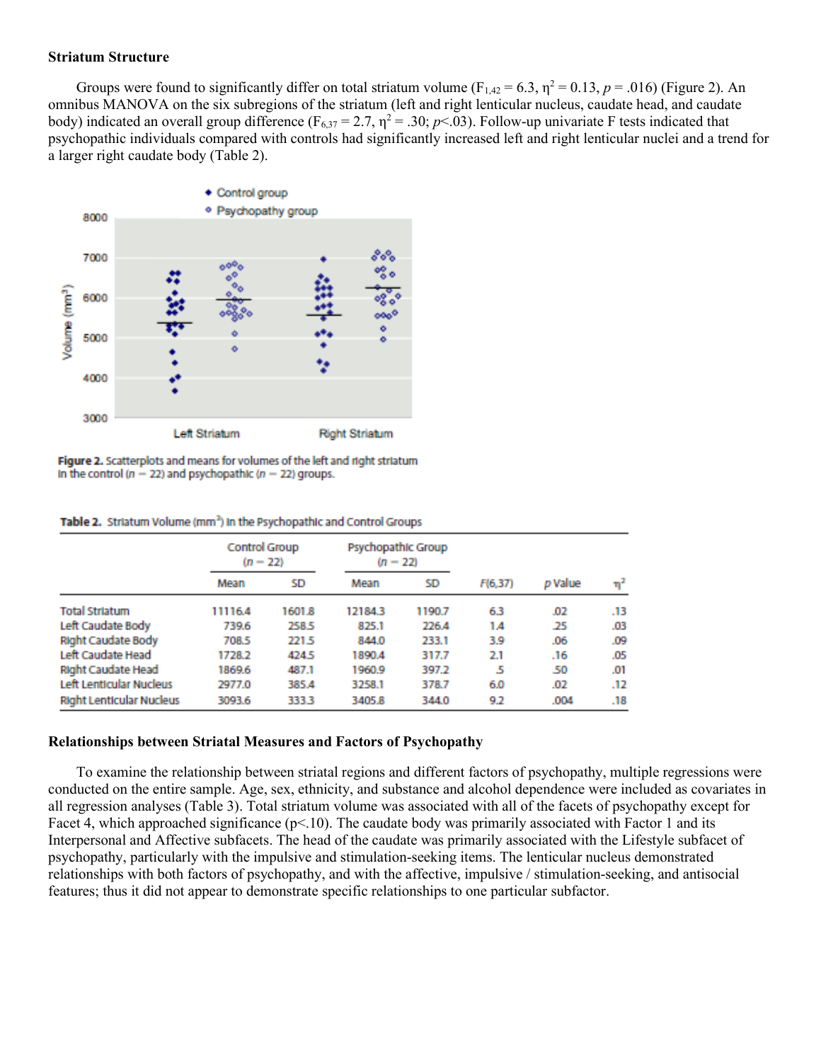### Striatum Structure

Groups were found to significantly differ on total striatum volume ($F_{1,42} = 6.3$, $\eta^2 = 0.13$, $p = .016$) (Figure 2). An omnibus MANOVA on the six subregions of the striatum (left and right lenticular nucleus, caudate head, and caudate body) indicated an overall group difference ($F_{6,37} = 2.7$, $\eta^2 = .30$; $p < .03$). Follow-up univariate F tests indicated that psychopathic individuals compared with controls had significantly increased left and right lenticular nuclei and a trend for a larger right caudate body (Table 2).

**Figure 2.** Scatterplots and means for volumes of the left and right striatum in the control ($n = 22$) and psychopathic ($n = 22$) groups.

**Table 2.** Striatum Volume (mm³) in the Psychopathic and Control Groups

| | Control Group ($n = 22$) | | Psychopathic Group ($n = 22$) | | | | |
|---|---|---|---|---|---|---|---|
| | Mean | SD | Mean | SD | F(6,37) | p Value | $\eta^2$ |
| Total Striatum | 11116.4 | 1601.8 | 12184.3 | 1190.7 | 6.3 | .02 | .13 |
| Left Caudate Body | 739.6 | 258.5 | 825.1 | 226.4 | 1.4 | .25 | .03 |
| Right Caudate Body | 708.5 | 221.5 | 844.0 | 233.1 | 3.9 | .06 | .09 |
| Left Caudate Head | 1728.2 | 424.5 | 1890.4 | 317.7 | 2.1 | .16 | .05 |
| Right Caudate Head | 1869.6 | 487.1 | 1960.9 | 397.2 | .5 | .50 | .01 |
| Left Lenticular Nucleus | 2977.0 | 385.4 | 3258.1 | 378.7 | 6.0 | .02 | .12 |
| Right Lenticular Nucleus | 3093.6 | 333.3 | 3405.8 | 344.0 | 9.2 | .004 | .18 |

### Relationships between Striatal Measures and Factors of Psychopathy

To examine the relationship between striatal regions and different factors of psychopathy, multiple regressions were conducted on the entire sample. Age, sex, ethnicity, and substance and alcohol dependence were included as covariates in all regression analyses (Table 3). Total striatum volume was associated with all of the facets of psychopathy except for Facet 4, which approached significance ($p < .10$). The caudate body was primarily associated with Factor 1 and its Interpersonal and Affective subfacets. The head of the caudate was primarily associated with the Lifestyle subfacet of psychopathy, particularly with the impulsive and stimulation-seeking items. The lenticular nucleus demonstrated relationships with both factors of psychopathy, and with the affective, impulsive / stimulation-seeking, and antisocial features; thus it did not appear to demonstrate specific relationships to one particular subfactor.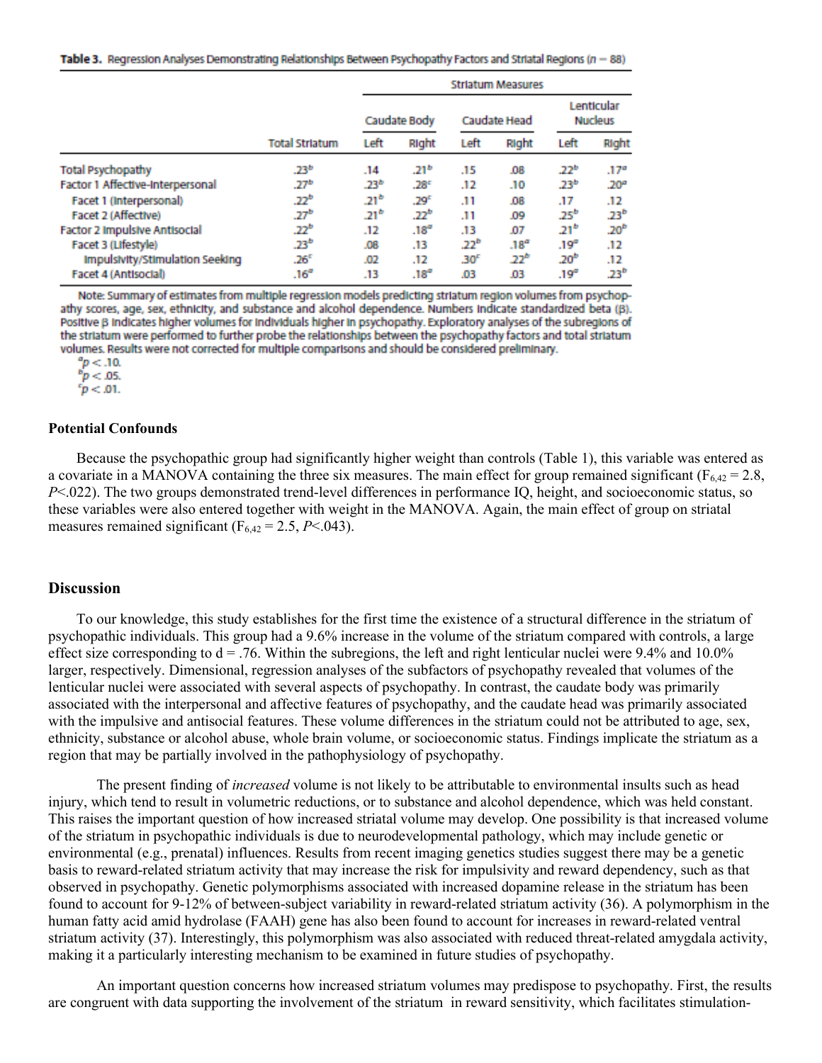**Table 3.** Regression Analyses Demonstrating Relationships Between Psychopathy Factors and Striatal Regions ($n = 88$)

| | Striatum Measures | | | | | | |
|---|---|---|---|---|---|---|---|
| | | Caudate Body | | Caudate Head | | Lenticular Nucleus | |
| | Total Striatum | Left | Right | Left | Right | Left | Right |
| Total Psychopathy | .23[b] | .14 | .21[b] | .15 | .08 | .22[b] | .17[a] |
| Factor 1 Affective-Interpersonal | .27[b] | .23[b] | .28[c] | .12 | .10 | .23[b] | .20[a] |
| Facet 1 (Interpersonal) | .22[b] | .21[b] | .29[c] | .11 | .08 | .17 | .12 |
| Facet 2 (Affective) | .27[b] | .21[b] | .22[b] | .11 | .09 | .25[b] | .23[b] |
| Factor 2 Impulsive Antisocial | .22[b] | .12 | .18[a] | .13 | .07 | .21[b] | .20[b] |
| Facet 3 (Lifestyle) | .23[b] | .08 | .13 | .22[b] | .18[a] | .19[a] | .12 |
| Impulsivity/Stimulation Seeking | .26[c] | .02 | .12 | .30[c] | .22[b] | .20[b] | .12 |
| Facet 4 (Antisocial) | .16[a] | .13 | .18[a] | .03 | .03 | .19[a] | .23[b] |

Note: Summary of estimates from multiple regression models predicting striatum region volumes from psychopathy scores, age, sex, ethnicity, and substance and alcohol dependence. Numbers indicate standardized beta (β). Positive β indicates higher volumes for individuals higher in psychopathy. Exploratory analyses of the subregions of the striatum were performed to further probe the relationships between the psychopathy factors and total striatum volumes. Results were not corrected for multiple comparisons and should be considered preliminary.

[a] $p < .10$.
[b] $p < .05$.
[c] $p < .01$.

### Potential Confounds

Because the psychopathic group had significantly higher weight than controls (Table 1), this variable was entered as a covariate in a MANOVA containing the three six measures. The main effect for group remained significant ($F_{6,42} = 2.8$, $P<.022$). The two groups demonstrated trend-level differences in performance IQ, height, and socioeconomic status, so these variables were also entered together with weight in the MANOVA. Again, the main effect of group on striatal measures remained significant ($F_{6,42} = 2.5$, $P<.043$).

## Discussion

To our knowledge, this study establishes for the first time the existence of a structural difference in the striatum of psychopathic individuals. This group had a 9.6% increase in the volume of the striatum compared with controls, a large effect size corresponding to d = .76. Within the subregions, the left and right lenticular nuclei were 9.4% and 10.0% larger, respectively. Dimensional, regression analyses of the subfactors of psychopathy revealed that volumes of the lenticular nuclei were associated with several aspects of psychopathy. In contrast, the caudate body was primarily associated with the interpersonal and affective features of psychopathy, and the caudate head was primarily associated with the impulsive and antisocial features. These volume differences in the striatum could not be attributed to age, sex, ethnicity, substance or alcohol abuse, whole brain volume, or socioeconomic status. Findings implicate the striatum as a region that may be partially involved in the pathophysiology of psychopathy.

The present finding of *increased* volume is not likely to be attributable to environmental insults such as head injury, which tend to result in volumetric reductions, or to substance and alcohol dependence, which was held constant. This raises the important question of how increased striatal volume may develop. One possibility is that increased volume of the striatum in psychopathic individuals is due to neurodevelopmental pathology, which may include genetic or environmental (e.g., prenatal) influences. Results from recent imaging genetics studies suggest there may be a genetic basis to reward-related striatum activity that may increase the risk for impulsivity and reward dependency, such as that observed in psychopathy. Genetic polymorphisms associated with increased dopamine release in the striatum has been found to account for 9-12% of between-subject variability in reward-related striatum activity (36). A polymorphism in the human fatty acid amid hydrolase (FAAH) gene has also been found to account for increases in reward-related ventral striatum activity (37). Interestingly, this polymorphism was also associated with reduced threat-related amygdala activity, making it a particularly interesting mechanism to be examined in future studies of psychopathy.

An important question concerns how increased striatum volumes may predispose to psychopathy. First, the results are congruent with data supporting the involvement of the striatum in reward sensitivity, which facilitates stimulation-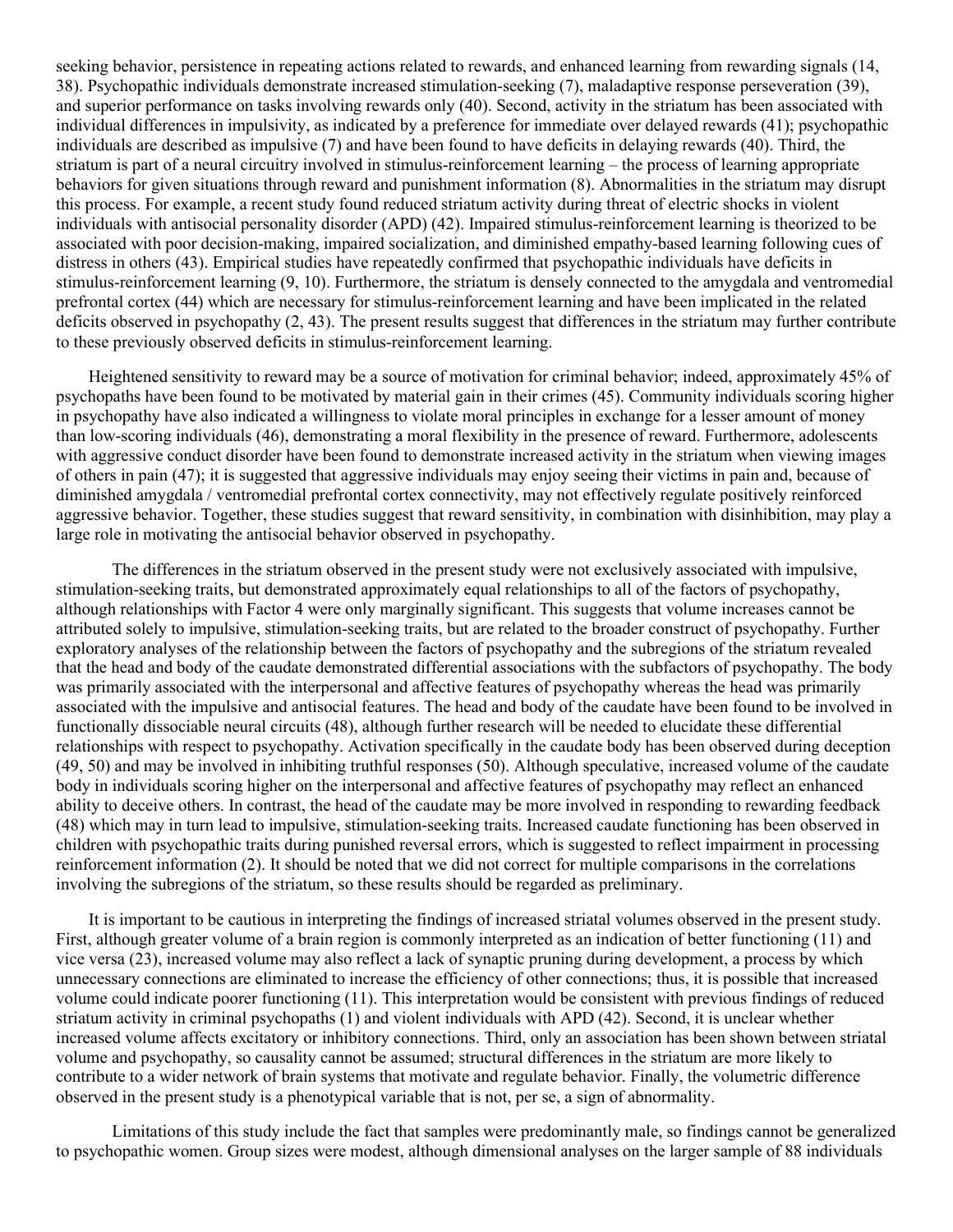seeking behavior, persistence in repeating actions related to rewards, and enhanced learning from rewarding signals (14, 38). Psychopathic individuals demonstrate increased stimulation-seeking (7), maladaptive response perseveration (39), and superior performance on tasks involving rewards only (40). Second, activity in the striatum has been associated with individual differences in impulsivity, as indicated by a preference for immediate over delayed rewards (41); psychopathic individuals are described as impulsive (7) and have been found to have deficits in delaying rewards (40). Third, the striatum is part of a neural circuitry involved in stimulus-reinforcement learning – the process of learning appropriate behaviors for given situations through reward and punishment information (8). Abnormalities in the striatum may disrupt this process. For example, a recent study found reduced striatum activity during threat of electric shocks in violent individuals with antisocial personality disorder (APD) (42). Impaired stimulus-reinforcement learning is theorized to be associated with poor decision-making, impaired socialization, and diminished empathy-based learning following cues of distress in others (43). Empirical studies have repeatedly confirmed that psychopathic individuals have deficits in stimulus-reinforcement learning (9, 10). Furthermore, the striatum is densely connected to the amygdala and ventromedial prefrontal cortex (44) which are necessary for stimulus-reinforcement learning and have been implicated in the related deficits observed in psychopathy (2, 43). The present results suggest that differences in the striatum may further contribute to these previously observed deficits in stimulus-reinforcement learning.

Heightened sensitivity to reward may be a source of motivation for criminal behavior; indeed, approximately 45% of psychopaths have been found to be motivated by material gain in their crimes (45). Community individuals scoring higher in psychopathy have also indicated a willingness to violate moral principles in exchange for a lesser amount of money than low-scoring individuals (46), demonstrating a moral flexibility in the presence of reward. Furthermore, adolescents with aggressive conduct disorder have been found to demonstrate increased activity in the striatum when viewing images of others in pain (47); it is suggested that aggressive individuals may enjoy seeing their victims in pain and, because of diminished amygdala / ventromedial prefrontal cortex connectivity, may not effectively regulate positively reinforced aggressive behavior. Together, these studies suggest that reward sensitivity, in combination with disinhibition, may play a large role in motivating the antisocial behavior observed in psychopathy.

The differences in the striatum observed in the present study were not exclusively associated with impulsive, stimulation-seeking traits, but demonstrated approximately equal relationships to all of the factors of psychopathy, although relationships with Factor 4 were only marginally significant. This suggests that volume increases cannot be attributed solely to impulsive, stimulation-seeking traits, but are related to the broader construct of psychopathy. Further exploratory analyses of the relationship between the factors of psychopathy and the subregions of the striatum revealed that the head and body of the caudate demonstrated differential associations with the subfactors of psychopathy. The body was primarily associated with the interpersonal and affective features of psychopathy whereas the head was primarily associated with the impulsive and antisocial features. The head and body of the caudate have been found to be involved in functionally dissociable neural circuits (48), although further research will be needed to elucidate these differential relationships with respect to psychopathy. Activation specifically in the caudate body has been observed during deception (49, 50) and may be involved in inhibiting truthful responses (50). Although speculative, increased volume of the caudate body in individuals scoring higher on the interpersonal and affective features of psychopathy may reflect an enhanced ability to deceive others. In contrast, the head of the caudate may be more involved in responding to rewarding feedback (48) which may in turn lead to impulsive, stimulation-seeking traits. Increased caudate functioning has been observed in children with psychopathic traits during punished reversal errors, which is suggested to reflect impairment in processing reinforcement information (2). It should be noted that we did not correct for multiple comparisons in the correlations involving the subregions of the striatum, so these results should be regarded as preliminary.

It is important to be cautious in interpreting the findings of increased striatal volumes observed in the present study. First, although greater volume of a brain region is commonly interpreted as an indication of better functioning (11) and vice versa (23), increased volume may also reflect a lack of synaptic pruning during development, a process by which unnecessary connections are eliminated to increase the efficiency of other connections; thus, it is possible that increased volume could indicate poorer functioning (11). This interpretation would be consistent with previous findings of reduced striatum activity in criminal psychopaths (1) and violent individuals with APD (42). Second, it is unclear whether increased volume affects excitatory or inhibitory connections. Third, only an association has been shown between striatal volume and psychopathy, so causality cannot be assumed; structural differences in the striatum are more likely to contribute to a wider network of brain systems that motivate and regulate behavior. Finally, the volumetric difference observed in the present study is a phenotypical variable that is not, per se, a sign of abnormality.

Limitations of this study include the fact that samples were predominantly male, so findings cannot be generalized to psychopathic women. Group sizes were modest, although dimensional analyses on the larger sample of 88 individuals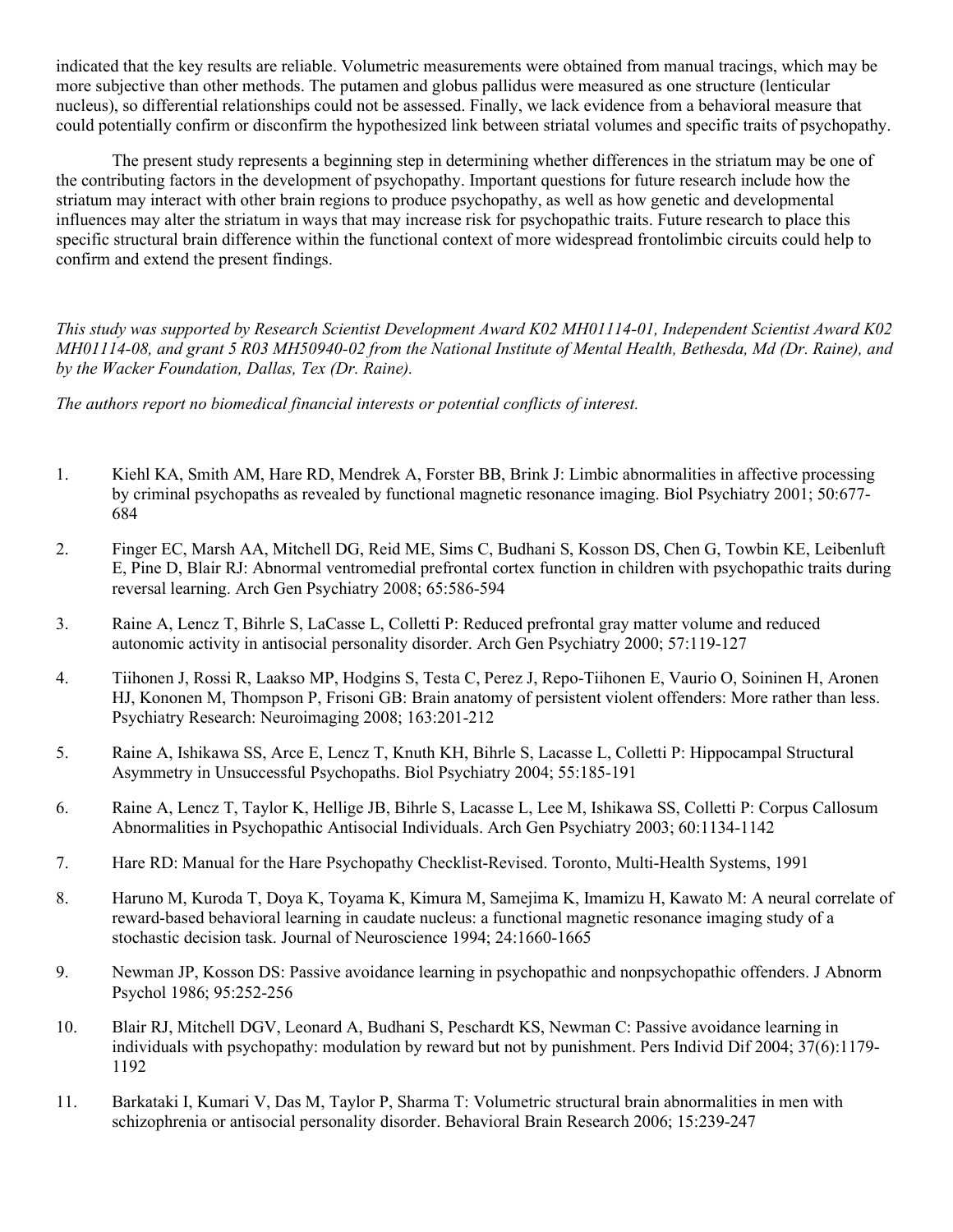indicated that the key results are reliable. Volumetric measurements were obtained from manual tracings, which may be more subjective than other methods. The putamen and globus pallidus were measured as one structure (lenticular nucleus), so differential relationships could not be assessed. Finally, we lack evidence from a behavioral measure that could potentially confirm or disconfirm the hypothesized link between striatal volumes and specific traits of psychopathy.

The present study represents a beginning step in determining whether differences in the striatum may be one of the contributing factors in the development of psychopathy. Important questions for future research include how the striatum may interact with other brain regions to produce psychopathy, as well as how genetic and developmental influences may alter the striatum in ways that may increase risk for psychopathic traits. Future research to place this specific structural brain difference within the functional context of more widespread frontolimbic circuits could help to confirm and extend the present findings.

*This study was supported by Research Scientist Development Award K02 MH01114-01, Independent Scientist Award K02 MH01114-08, and grant 5 R03 MH50940-02 from the National Institute of Mental Health, Bethesda, Md (Dr. Raine), and by the Wacker Foundation, Dallas, Tex (Dr. Raine).*

*The authors report no biomedical financial interests or potential conflicts of interest.*

1. Kiehl KA, Smith AM, Hare RD, Mendrek A, Forster BB, Brink J: Limbic abnormalities in affective processing by criminal psychopaths as revealed by functional magnetic resonance imaging. Biol Psychiatry 2001; 50:677-684
2. Finger EC, Marsh AA, Mitchell DG, Reid ME, Sims C, Budhani S, Kosson DS, Chen G, Towbin KE, Leibenluft E, Pine D, Blair RJ: Abnormal ventromedial prefrontal cortex function in children with psychopathic traits during reversal learning. Arch Gen Psychiatry 2008; 65:586-594
3. Raine A, Lencz T, Bihrle S, LaCasse L, Colletti P: Reduced prefrontal gray matter volume and reduced autonomic activity in antisocial personality disorder. Arch Gen Psychiatry 2000; 57:119-127
4. Tiihonen J, Rossi R, Laakso MP, Hodgins S, Testa C, Perez J, Repo-Tiihonen E, Vaurio O, Soininen H, Aronen HJ, Kononen M, Thompson P, Frisoni GB: Brain anatomy of persistent violent offenders: More rather than less. Psychiatry Research: Neuroimaging 2008; 163:201-212
5. Raine A, Ishikawa SS, Arce E, Lencz T, Knuth KH, Bihrle S, Lacasse L, Colletti P: Hippocampal Structural Asymmetry in Unsuccessful Psychopaths. Biol Psychiatry 2004; 55:185-191
6. Raine A, Lencz T, Taylor K, Hellige JB, Bihrle S, Lacasse L, Lee M, Ishikawa SS, Colletti P: Corpus Callosum Abnormalities in Psychopathic Antisocial Individuals. Arch Gen Psychiatry 2003; 60:1134-1142
7. Hare RD: Manual for the Hare Psychopathy Checklist-Revised. Toronto, Multi-Health Systems, 1991
8. Haruno M, Kuroda T, Doya K, Toyama K, Kimura M, Samejima K, Imamizu H, Kawato M: A neural correlate of reward-based behavioral learning in caudate nucleus: a functional magnetic resonance imaging study of a stochastic decision task. Journal of Neuroscience 1994; 24:1660-1665
9. Newman JP, Kosson DS: Passive avoidance learning in psychopathic and nonpsychopathic offenders. J Abnorm Psychol 1986; 95:252-256
10. Blair RJ, Mitchell DGV, Leonard A, Budhani S, Peschardt KS, Newman C: Passive avoidance learning in individuals with psychopathy: modulation by reward but not by punishment. Pers Individ Dif 2004; 37(6):1179-1192
11. Barkataki I, Kumari V, Das M, Taylor P, Sharma T: Volumetric structural brain abnormalities in men with schizophrenia or antisocial personality disorder. Behavioral Brain Research 2006; 15:239-247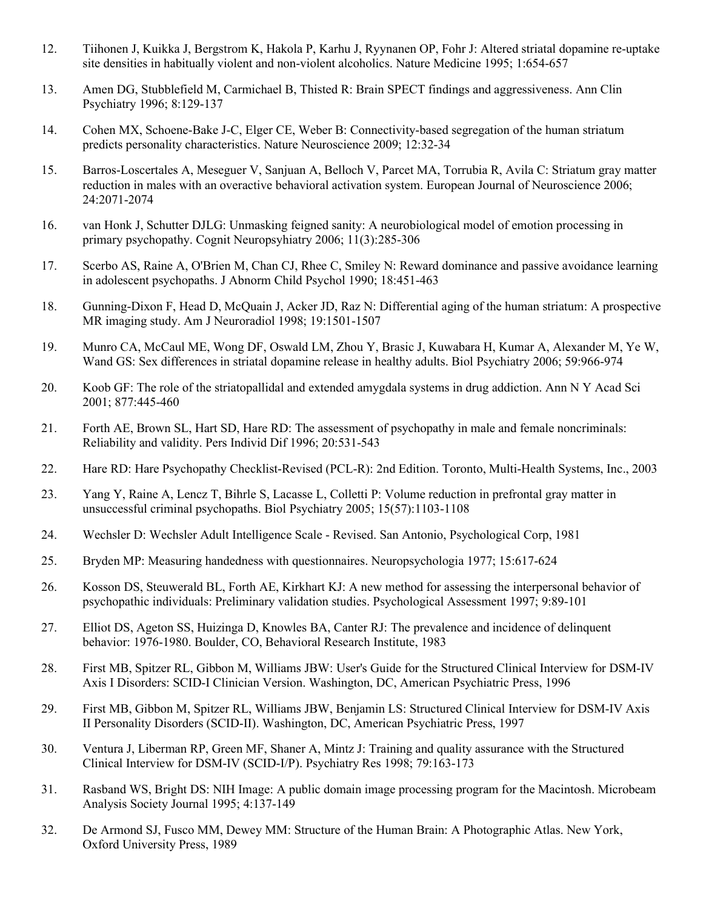12. Tiihonen J, Kuikka J, Bergstrom K, Hakola P, Karhu J, Ryynanen OP, Fohr J: Altered striatal dopamine re-uptake site densities in habitually violent and non-violent alcoholics. Nature Medicine 1995; 1:654-657

13. Amen DG, Stubblefield M, Carmichael B, Thisted R: Brain SPECT findings and aggressiveness. Ann Clin Psychiatry 1996; 8:129-137

14. Cohen MX, Schoene-Bake J-C, Elger CE, Weber B: Connectivity-based segregation of the human striatum predicts personality characteristics. Nature Neuroscience 2009; 12:32-34

15. Barros-Loscertales A, Meseguer V, Sanjuan A, Belloch V, Parcet MA, Torrubia R, Avila C: Striatum gray matter reduction in males with an overactive behavioral activation system. European Journal of Neuroscience 2006; 24:2071-2074

16. van Honk J, Schutter DJLG: Unmasking feigned sanity: A neurobiological model of emotion processing in primary psychopathy. Cognit Neuropsyhiatry 2006; 11(3):285-306

17. Scerbo AS, Raine A, O'Brien M, Chan CJ, Rhee C, Smiley N: Reward dominance and passive avoidance learning in adolescent psychopaths. J Abnorm Child Psychol 1990; 18:451-463

18. Gunning-Dixon F, Head D, McQuain J, Acker JD, Raz N: Differential aging of the human striatum: A prospective MR imaging study. Am J Neuroradiol 1998; 19:1501-1507

19. Munro CA, McCaul ME, Wong DF, Oswald LM, Zhou Y, Brasic J, Kuwabara H, Kumar A, Alexander M, Ye W, Wand GS: Sex differences in striatal dopamine release in healthy adults. Biol Psychiatry 2006; 59:966-974

20. Koob GF: The role of the striatopallidal and extended amygdala systems in drug addiction. Ann N Y Acad Sci 2001; 877:445-460

21. Forth AE, Brown SL, Hart SD, Hare RD: The assessment of psychopathy in male and female noncriminals: Reliability and validity. Pers Individ Dif 1996; 20:531-543

22. Hare RD: Hare Psychopathy Checklist-Revised (PCL-R): 2nd Edition. Toronto, Multi-Health Systems, Inc., 2003

23. Yang Y, Raine A, Lencz T, Bihrle S, Lacasse L, Colletti P: Volume reduction in prefrontal gray matter in unsuccessful criminal psychopaths. Biol Psychiatry 2005; 15(57):1103-1108

24. Wechsler D: Wechsler Adult Intelligence Scale - Revised. San Antonio, Psychological Corp, 1981

25. Bryden MP: Measuring handedness with questionnaires. Neuropsychologia 1977; 15:617-624

26. Kosson DS, Steuwerald BL, Forth AE, Kirkhart KJ: A new method for assessing the interpersonal behavior of psychopathic individuals: Preliminary validation studies. Psychological Assessment 1997; 9:89-101

27. Elliot DS, Ageton SS, Huizinga D, Knowles BA, Canter RJ: The prevalence and incidence of delinquent behavior: 1976-1980. Boulder, CO, Behavioral Research Institute, 1983

28. First MB, Spitzer RL, Gibbon M, Williams JBW: User's Guide for the Structured Clinical Interview for DSM-IV Axis I Disorders: SCID-I Clinician Version. Washington, DC, American Psychiatric Press, 1996

29. First MB, Gibbon M, Spitzer RL, Williams JBW, Benjamin LS: Structured Clinical Interview for DSM-IV Axis II Personality Disorders (SCID-II). Washington, DC, American Psychiatric Press, 1997

30. Ventura J, Liberman RP, Green MF, Shaner A, Mintz J: Training and quality assurance with the Structured Clinical Interview for DSM-IV (SCID-I/P). Psychiatry Res 1998; 79:163-173

31. Rasband WS, Bright DS: NIH Image: A public domain image processing program for the Macintosh. Microbeam Analysis Society Journal 1995; 4:137-149

32. De Armond SJ, Fusco MM, Dewey MM: Structure of the Human Brain: A Photographic Atlas. New York, Oxford University Press, 1989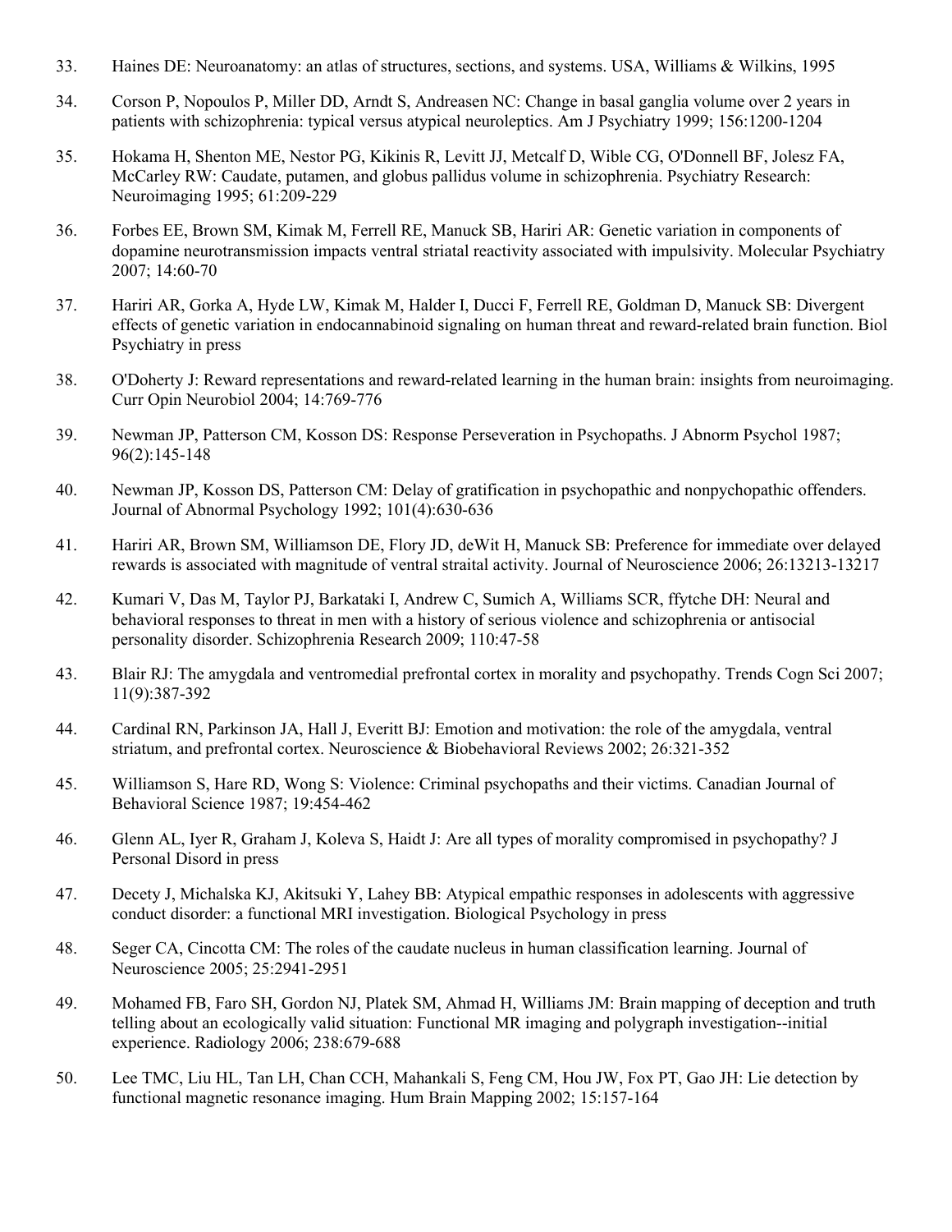33. Haines DE: Neuroanatomy: an atlas of structures, sections, and systems. USA, Williams & Wilkins, 1995

34. Corson P, Nopoulos P, Miller DD, Arndt S, Andreasen NC: Change in basal ganglia volume over 2 years in patients with schizophrenia: typical versus atypical neuroleptics. Am J Psychiatry 1999; 156:1200-1204

35. Hokama H, Shenton ME, Nestor PG, Kikinis R, Levitt JJ, Metcalf D, Wible CG, O'Donnell BF, Jolesz FA, McCarley RW: Caudate, putamen, and globus pallidus volume in schizophrenia. Psychiatry Research: Neuroimaging 1995; 61:209-229

36. Forbes EE, Brown SM, Kimak M, Ferrell RE, Manuck SB, Hariri AR: Genetic variation in components of dopamine neurotransmission impacts ventral striatal reactivity associated with impulsivity. Molecular Psychiatry 2007; 14:60-70

37. Hariri AR, Gorka A, Hyde LW, Kimak M, Halder I, Ducci F, Ferrell RE, Goldman D, Manuck SB: Divergent effects of genetic variation in endocannabinoid signaling on human threat and reward-related brain function. Biol Psychiatry in press

38. O'Doherty J: Reward representations and reward-related learning in the human brain: insights from neuroimaging. Curr Opin Neurobiol 2004; 14:769-776

39. Newman JP, Patterson CM, Kosson DS: Response Perseveration in Psychopaths. J Abnorm Psychol 1987; 96(2):145-148

40. Newman JP, Kosson DS, Patterson CM: Delay of gratification in psychopathic and nonpychopathic offenders. Journal of Abnormal Psychology 1992; 101(4):630-636

41. Hariri AR, Brown SM, Williamson DE, Flory JD, deWit H, Manuck SB: Preference for immediate over delayed rewards is associated with magnitude of ventral straital activity. Journal of Neuroscience 2006; 26:13213-13217

42. Kumari V, Das M, Taylor PJ, Barkataki I, Andrew C, Sumich A, Williams SCR, ffytche DH: Neural and behavioral responses to threat in men with a history of serious violence and schizophrenia or antisocial personality disorder. Schizophrenia Research 2009; 110:47-58

43. Blair RJ: The amygdala and ventromedial prefrontal cortex in morality and psychopathy. Trends Cogn Sci 2007; 11(9):387-392

44. Cardinal RN, Parkinson JA, Hall J, Everitt BJ: Emotion and motivation: the role of the amygdala, ventral striatum, and prefrontal cortex. Neuroscience & Biobehavioral Reviews 2002; 26:321-352

45. Williamson S, Hare RD, Wong S: Violence: Criminal psychopaths and their victims. Canadian Journal of Behavioral Science 1987; 19:454-462

46. Glenn AL, Iyer R, Graham J, Koleva S, Haidt J: Are all types of morality compromised in psychopathy? J Personal Disord in press

47. Decety J, Michalska KJ, Akitsuki Y, Lahey BB: Atypical empathic responses in adolescents with aggressive conduct disorder: a functional MRI investigation. Biological Psychology in press

48. Seger CA, Cincotta CM: The roles of the caudate nucleus in human classification learning. Journal of Neuroscience 2005; 25:2941-2951

49. Mohamed FB, Faro SH, Gordon NJ, Platek SM, Ahmad H, Williams JM: Brain mapping of deception and truth telling about an ecologically valid situation: Functional MR imaging and polygraph investigation--initial experience. Radiology 2006; 238:679-688

50. Lee TMC, Liu HL, Tan LH, Chan CCH, Mahankali S, Feng CM, Hou JW, Fox PT, Gao JH: Lie detection by functional magnetic resonance imaging. Hum Brain Mapping 2002; 15:157-164